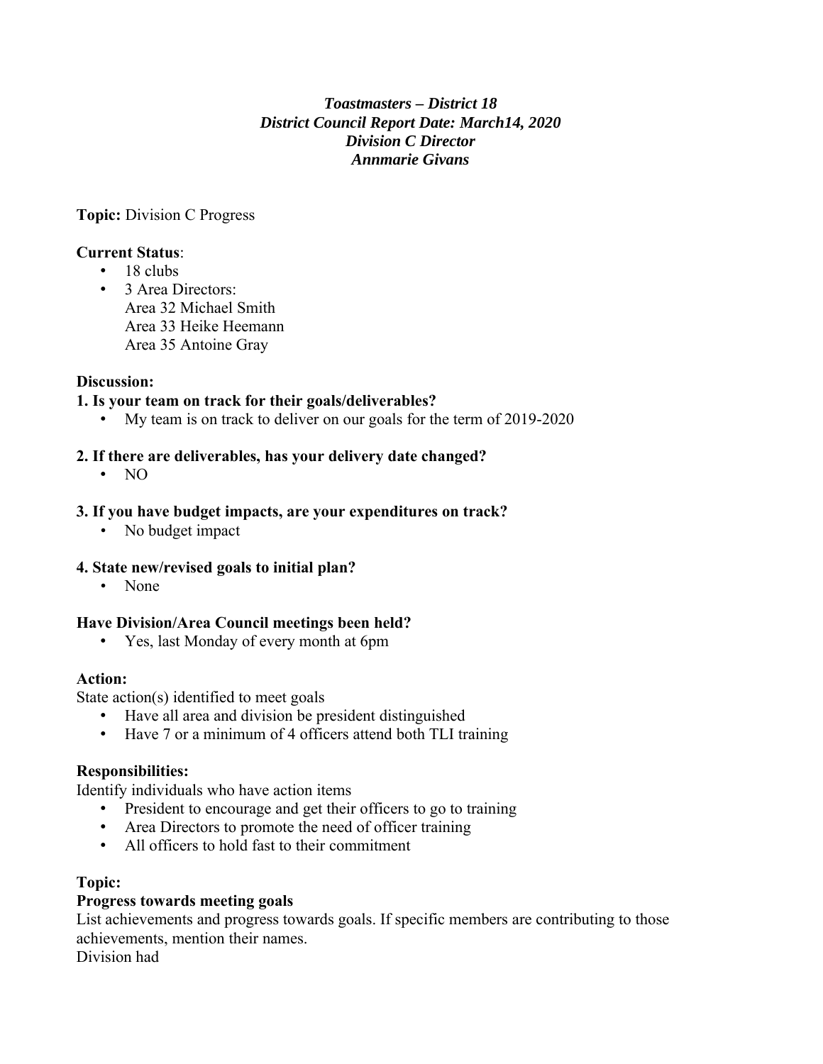***Toastmasters – District 18***
***District Council Report Date: March14, 2020***
***Division C Director***
***Annmarie Givans***

**Topic:** Division C Progress

**Current Status**:

- 18 clubs
- 3 Area Directors:
  Area 32 Michael Smith
  Area 33 Heike Heemann
  Area 35 Antoine Gray

**Discussion:**

**1. Is your team on track for their goals/deliverables?**

- My team is on track to deliver on our goals for the term of 2019-2020

**2. If there are deliverables, has your delivery date changed?**

- NO

**3. If you have budget impacts, are your expenditures on track?**

- No budget impact

**4. State new/revised goals to initial plan?**

- None

**Have Division/Area Council meetings been held?**

- Yes, last Monday of every month at 6pm

**Action:**

State action(s) identified to meet goals

- Have all area and division be president distinguished
- Have 7 or a minimum of 4 officers attend both TLI training

**Responsibilities:**

Identify individuals who have action items

- President to encourage and get their officers to go to training
- Area Directors to promote the need of officer training
- All officers to hold fast to their commitment

**Topic:**

**Progress towards meeting goals**

List achievements and progress towards goals. If specific members are contributing to those achievements, mention their names.

Division had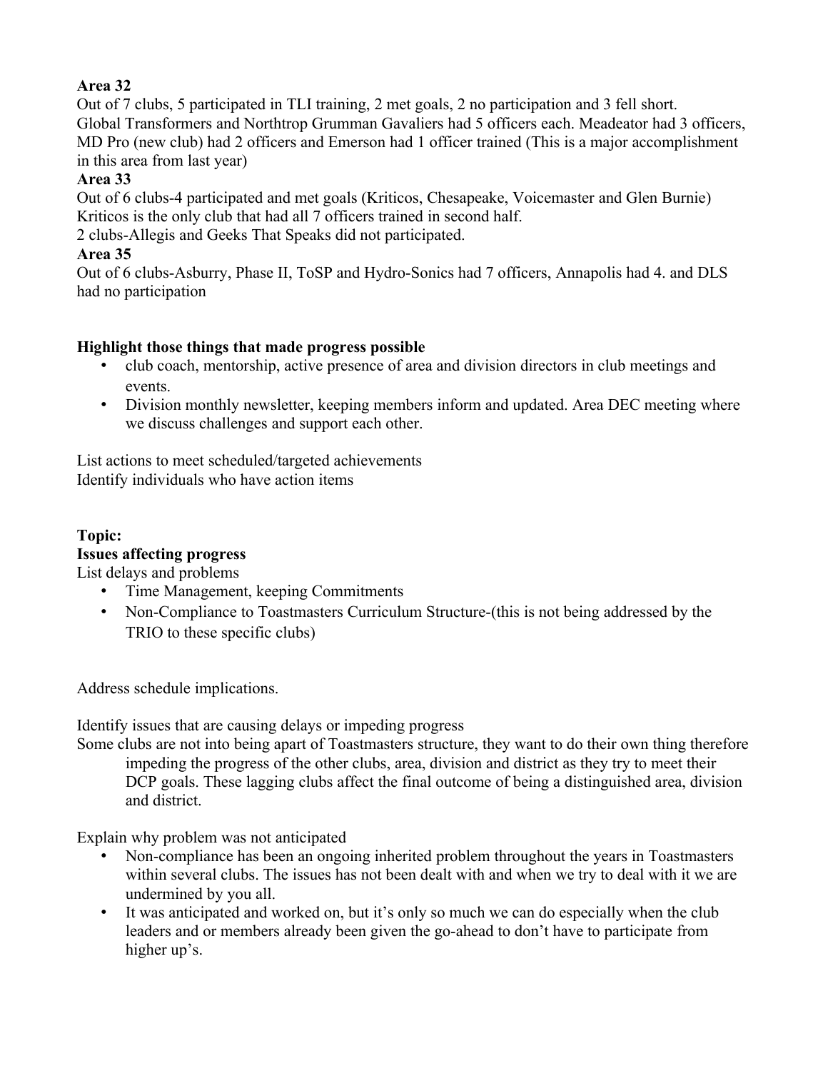**Area 32**

Out of 7 clubs, 5 participated in TLI training, 2 met goals, 2 no participation and 3 fell short. Global Transformers and Northtrop Grumman Gavaliers had 5 officers each. Meadeator had 3 officers, MD Pro (new club) had 2 officers and Emerson had 1 officer trained (This is a major accomplishment in this area from last year)

**Area 33**

Out of 6 clubs-4 participated and met goals (Kriticos, Chesapeake, Voicemaster and Glen Burnie) Kriticos is the only club that had all 7 officers trained in second half.

2 clubs-Allegis and Geeks That Speaks did not participated.

**Area 35**

Out of 6 clubs-Asbury, Phase II, ToSP and Hydro-Sonics had 7 officers, Annapolis had 4. and DLS had no participation

**Highlight those things that made progress possible**

- club coach, mentorship, active presence of area and division directors in club meetings and events.
- Division monthly newsletter, keeping members inform and updated. Area DEC meeting where we discuss challenges and support each other.

List actions to meet scheduled/targeted achievements

Identify individuals who have action items

**Topic:**

**Issues affecting progress**

List delays and problems

- Time Management, keeping Commitments
- Non-Compliance to Toastmasters Curriculum Structure-(this is not being addressed by the TRIO to these specific clubs)

Address schedule implications.

Identify issues that are causing delays or impeding progress

Some clubs are not into being apart of Toastmasters structure, they want to do their own thing therefore impeding the progress of the other clubs, area, division and district as they try to meet their DCP goals. These lagging clubs affect the final outcome of being a distinguished area, division and district.

Explain why problem was not anticipated

- Non-compliance has been an ongoing inherited problem throughout the years in Toastmasters within several clubs. The issues has not been dealt with and when we try to deal with it we are undermined by you all.
- It was anticipated and worked on, but it's only so much we can do especially when the club leaders and or members already been given the go-ahead to don't have to participate from higher up's.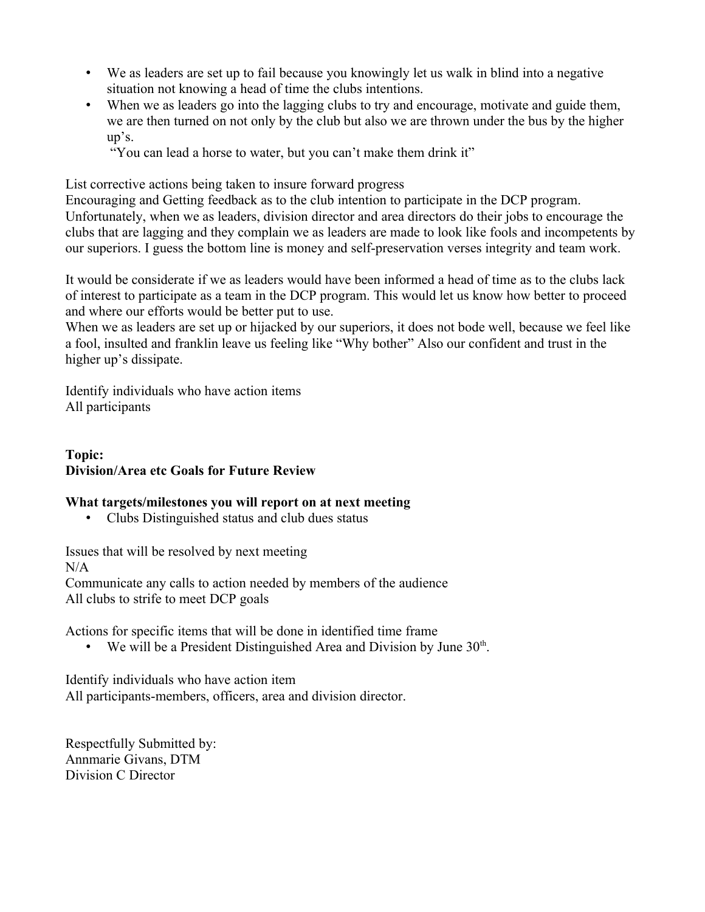- We as leaders are set up to fail because you knowingly let us walk in blind into a negative situation not knowing a head of time the clubs intentions.
- When we as leaders go into the lagging clubs to try and encourage, motivate and guide them, we are then turned on not only by the club but also we are thrown under the bus by the higher up's.
  "You can lead a horse to water, but you can't make them drink it"

List corrective actions being taken to insure forward progress
Encouraging and Getting feedback as to the club intention to participate in the DCP program. Unfortunately, when we as leaders, division director and area directors do their jobs to encourage the clubs that are lagging and they complain we as leaders are made to look like fools and incompetents by our superiors. I guess the bottom line is money and self-preservation verses integrity and team work.

It would be considerate if we as leaders would have been informed a head of time as to the clubs lack of interest to participate as a team in the DCP program. This would let us know how better to proceed and where our efforts would be better put to use.
When we as leaders are set up or hijacked by our superiors, it does not bode well, because we feel like a fool, insulted and franklin leave us feeling like "Why bother" Also our confident and trust in the higher up's dissipate.

Identify individuals who have action items
All participants

**Topic:**
**Division/Area etc Goals for Future Review**

**What targets/milestones you will report on at next meeting**

- Clubs Distinguished status and club dues status

Issues that will be resolved by next meeting
N/A
Communicate any calls to action needed by members of the audience
All clubs to strife to meet DCP goals

Actions for specific items that will be done in identified time frame

- We will be a President Distinguished Area and Division by June 30th.

Identify individuals who have action item
All participants-members, officers, area and division director.

Respectfully Submitted by:
Annmarie Givans, DTM
Division C Director